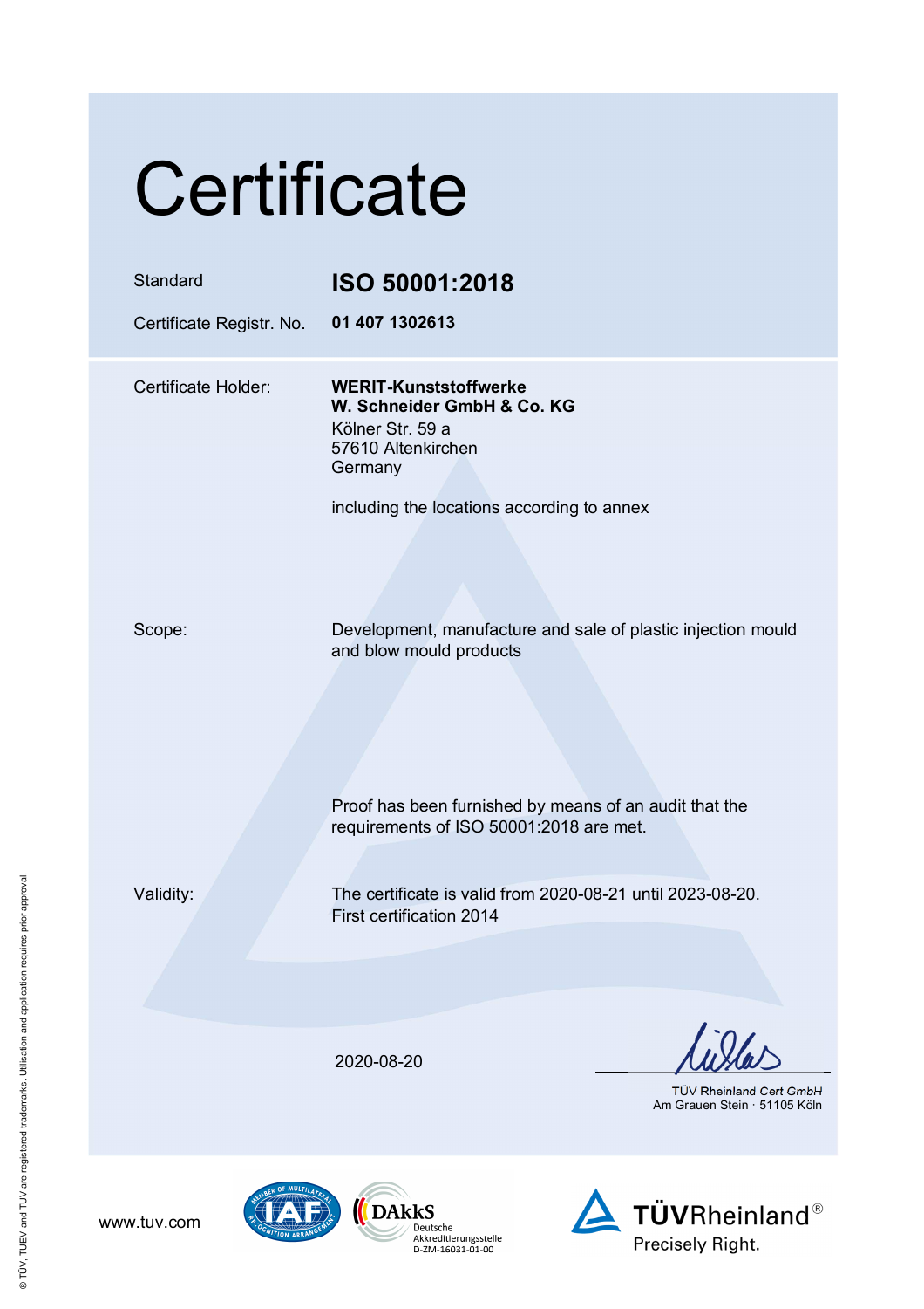# Certificate

| | |
|---|---|
| Standard | **ISO 50001:2018** |
| Certificate Registr. No. | **01 407 1302613** |

| | |
|---|---|
| Certificate Holder: | **WERIT-Kunststoffwerke**<br>**W. Schneider GmbH & Co. KG**<br>Kölner Str. 59 a<br>57610 Altenkirchen<br>Germany<br><br>including the locations according to annex |
| Scope: | Development, manufacture and sale of plastic injection mould and blow mould products |
| | Proof has been furnished by means of an audit that the requirements of ISO 50001:2018 are met. |
| Validity: | The certificate is valid from 2020-08-21 until 2023-08-20.<br>First certification 2014 |

2020-08-20

TÜV Rheinland Cert GmbH
Am Grauen Stein · 51105 Köln

www.tuv.com

DAkkS Deutsche Akkreditierungsstelle D-ZM-16031-01-00

TÜVRheinland®
Precisely Right.

® TÜV, TUEV and TUV are registered trademarks. Utilisation and application requires prior approval.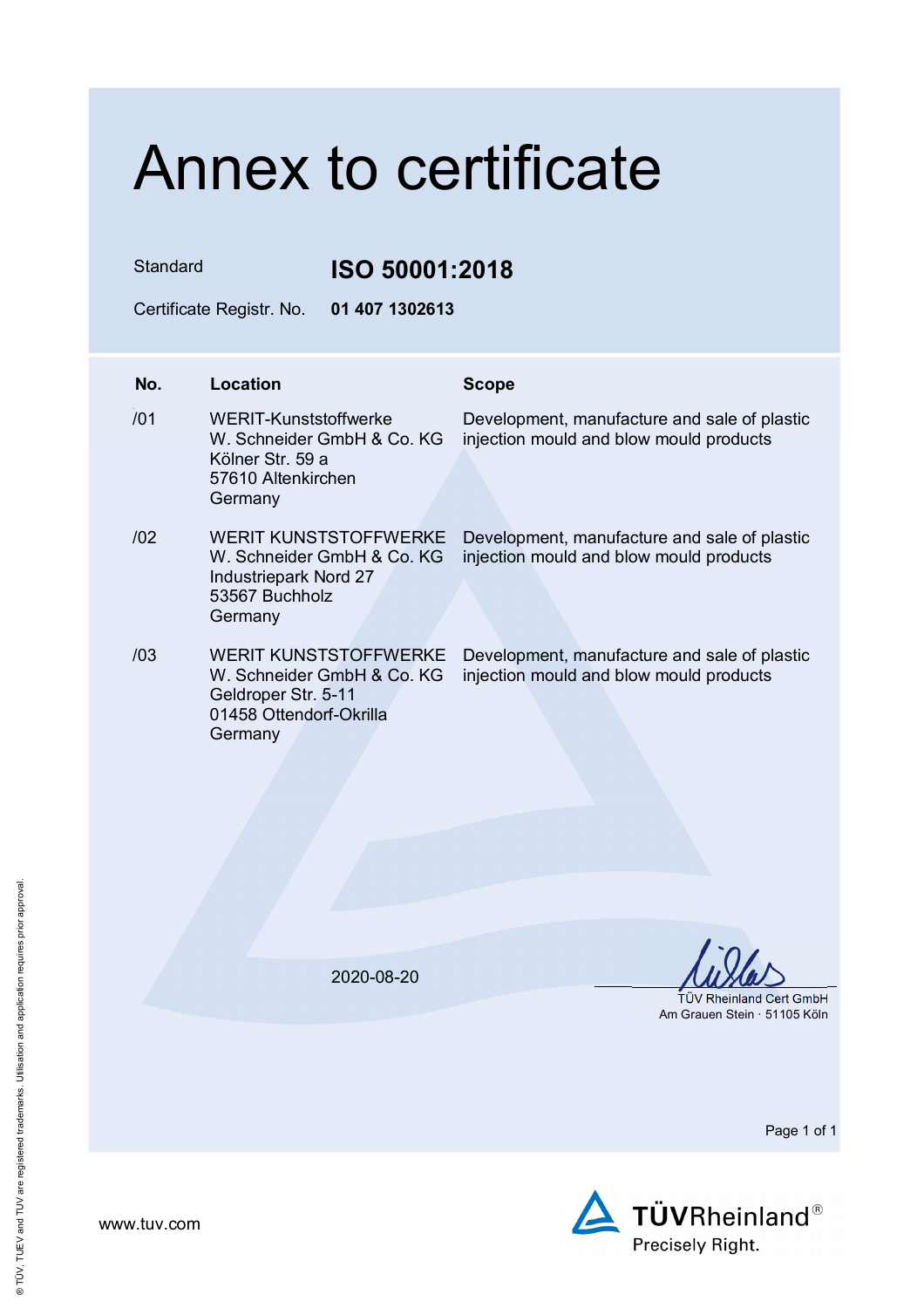# Annex to certificate

Standard **ISO 50001:2018**

Certificate Registr. No. **01 407 1302613**

| No. | Location | Scope |
|---|---|---|
| /01 | WERIT-Kunststoffwerke<br>W. Schneider GmbH & Co. KG<br>Kölner Str. 59 a<br>57610 Altenkirchen<br>Germany | Development, manufacture and sale of plastic injection mould and blow mould products |
| /02 | WERIT KUNSTSTOFFWERKE<br>W. Schneider GmbH & Co. KG<br>Industriepark Nord 27<br>53567 Buchholz<br>Germany | Development, manufacture and sale of plastic injection mould and blow mould products |
| /03 | WERIT KUNSTSTOFFWERKE<br>W. Schneider GmbH & Co. KG<br>Geldroper Str. 5-11<br>01458 Ottendorf-Okrilla<br>Germany | Development, manufacture and sale of plastic injection mould and blow mould products |

2020-08-20

TÜV Rheinland Cert GmbH
Am Grauen Stein · 51105 Köln

www.tuv.com

TÜVRheinland®
Precisely Right.

® TÜV, TUEV and TUV are registered trademarks. Utilisation and application requires prior approval.